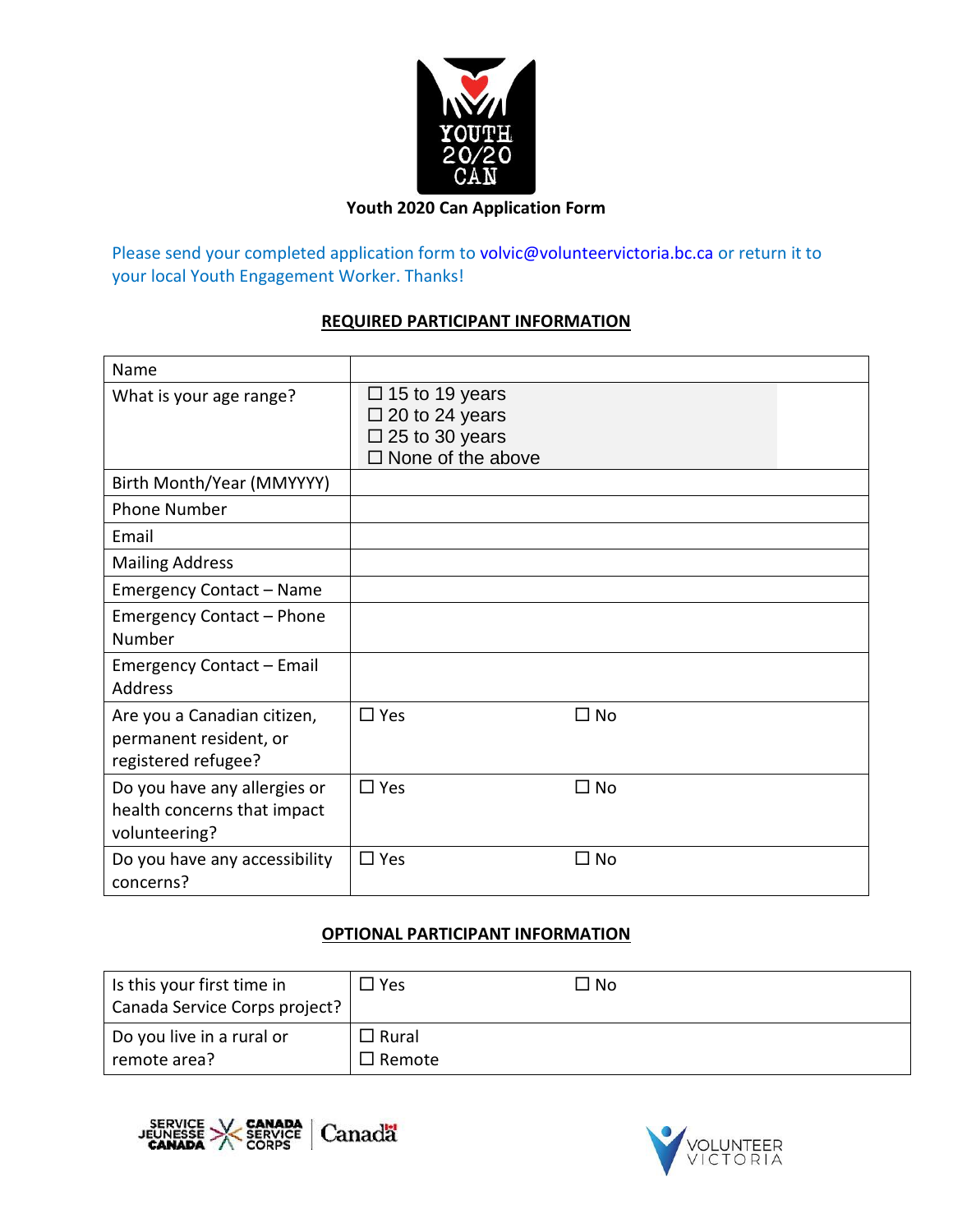# Youth 2020 Can Application Form

Please send your completed application form to volvic@volunteervictoria.bc.ca or return it to your local Youth Engagement Worker. Thanks!

## REQUIRED PARTICIPANT INFORMATION

| | | |
|---|---|---|
| Name | | |
| What is your age range? | ☐ 15 to 19 years<br>☐ 20 to 24 years<br>☐ 25 to 30 years<br>☐ None of the above | |
| Birth Month/Year (MMYYYY) | | |
| Phone Number | | |
| Email | | |
| Mailing Address | | |
| Emergency Contact – Name | | |
| Emergency Contact – Phone Number | | |
| Emergency Contact – Email Address | | |
| Are you a Canadian citizen, permanent resident, or registered refugee? | ☐ Yes | ☐ No |
| Do you have any allergies or health concerns that impact volunteering? | ☐ Yes | ☐ No |
| Do you have any accessibility concerns? | ☐ Yes | ☐ No |

## OPTIONAL PARTICIPANT INFORMATION

| | | |
|---|---|---|
| Is this your first time in Canada Service Corps project? | ☐ Yes | ☐ No |
| Do you live in a rural or remote area? | ☐ Rural<br>☐ Remote | |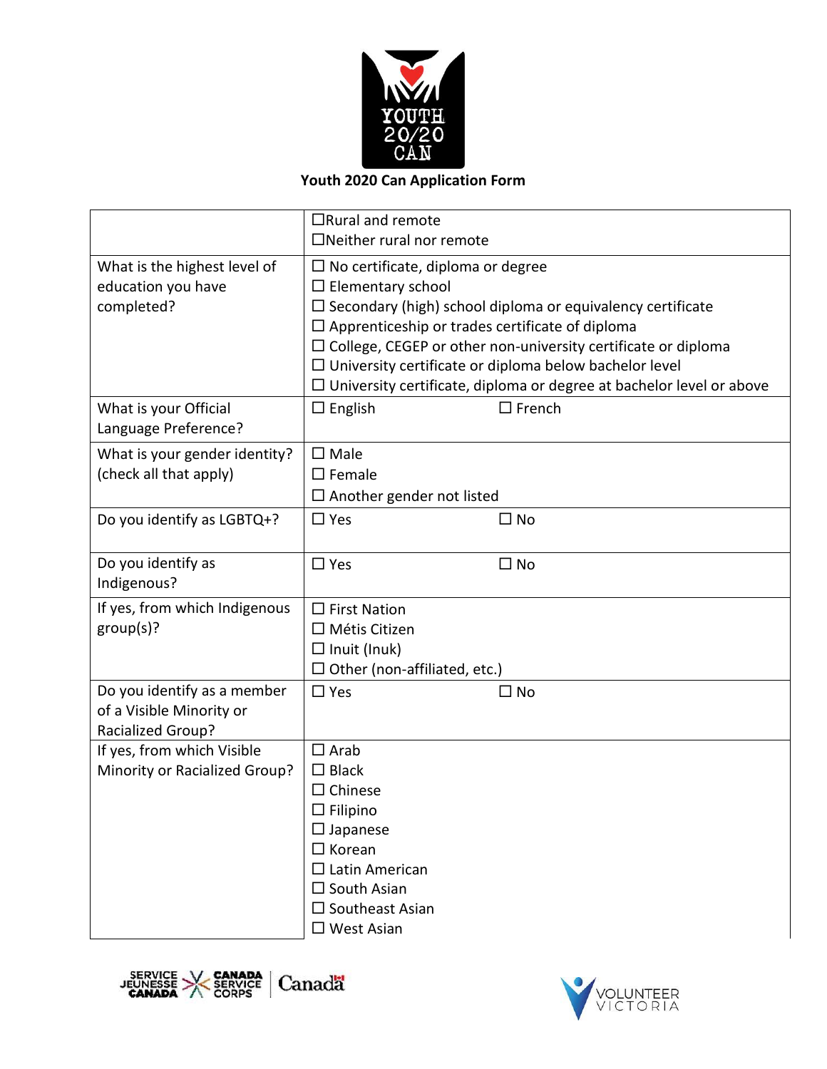**Youth 2020 Can Application Form**

| | |
|---|---|
| | ☐Rural and remote<br>☐Neither rural nor remote |
| What is the highest level of education you have completed? | ☐ No certificate, diploma or degree<br>☐ Elementary school<br>☐ Secondary (high) school diploma or equivalency certificate<br>☐ Apprenticeship or trades certificate of diploma<br>☐ College, CEGEP or other non-university certificate or diploma<br>☐ University certificate or diploma below bachelor level<br>☐ University certificate, diploma or degree at bachelor level or above |
| What is your Official Language Preference? | ☐ English ☐ French |
| What is your gender identity? (check all that apply) | ☐ Male<br>☐ Female<br>☐ Another gender not listed |
| Do you identify as LGBTQ+? | ☐ Yes ☐ No |
| Do you identify as Indigenous? | ☐ Yes ☐ No |
| If yes, from which Indigenous group(s)? | ☐ First Nation<br>☐ Métis Citizen<br>☐ Inuit (Inuk)<br>☐ Other (non-affiliated, etc.) |
| Do you identify as a member of a Visible Minority or Racialized Group? | ☐ Yes ☐ No |
| If yes, from which Visible Minority or Racialized Group? | ☐ Arab<br>☐ Black<br>☐ Chinese<br>☐ Filipino<br>☐ Japanese<br>☐ Korean<br>☐ Latin American<br>☐ South Asian<br>☐ Southeast Asian<br>☐ West Asian |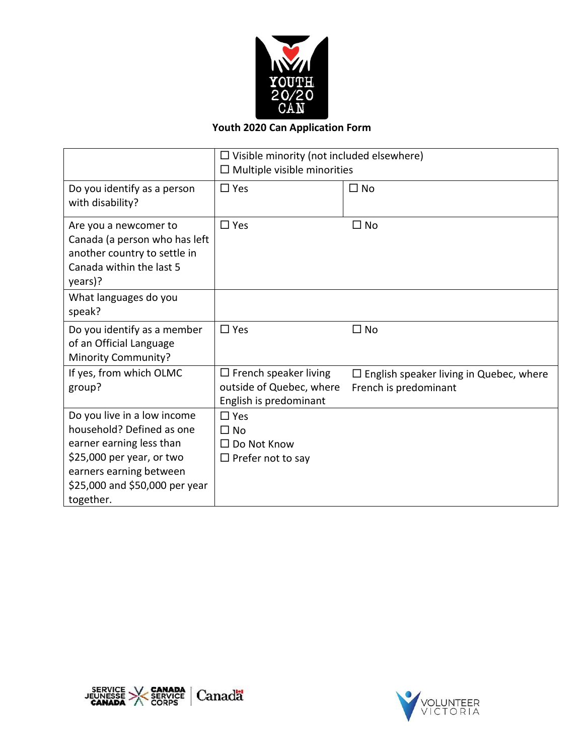**Youth 2020 Can Application Form**

| | | |
|---|---|---|
| | ☐ Visible minority (not included elsewhere)<br>☐ Multiple visible minorities | |
| Do you identify as a person with disability? | ☐ Yes | ☐ No |
| Are you a newcomer to Canada (a person who has left another country to settle in Canada within the last 5 years)? | ☐ Yes | ☐ No |
| What languages do you speak? | | |
| Do you identify as a member of an Official Language Minority Community? | ☐ Yes | ☐ No |
| If yes, from which OLMC group? | ☐ French speaker living outside of Quebec, where English is predominant | ☐ English speaker living in Quebec, where French is predominant |
| Do you live in a low income household? Defined as one earner earning less than $25,000 per year, or two earners earning between $25,000 and $50,000 per year together. | ☐ Yes<br>☐ No<br>☐ Do Not Know<br>☐ Prefer not to say | |